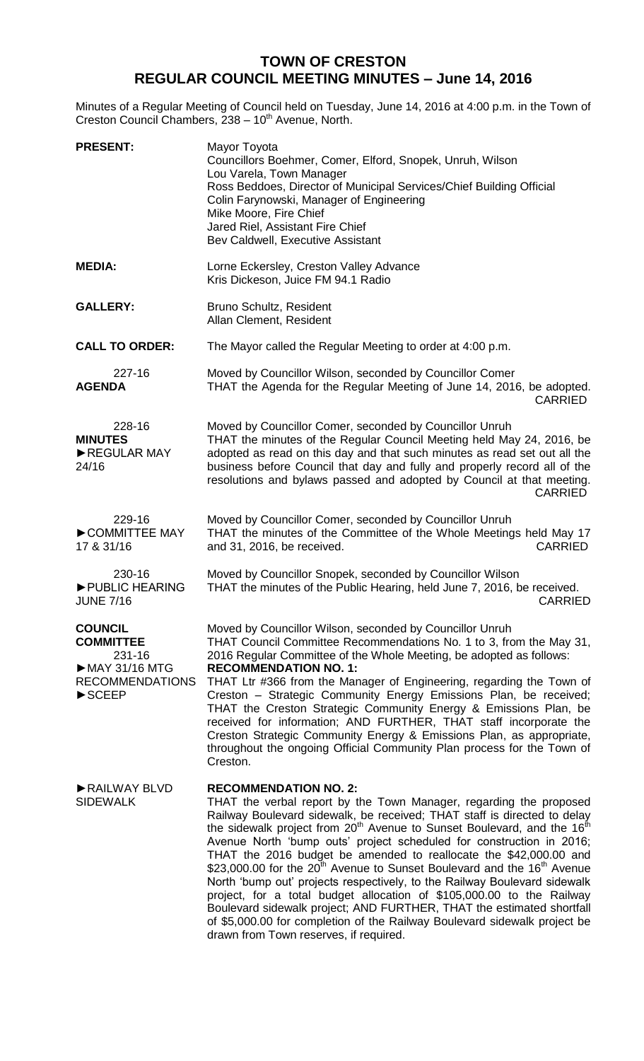# TOWN OF CRESTON
## REGULAR COUNCIL MEETING MINUTES – June 14, 2016

Minutes of a Regular Meeting of Council held on Tuesday, June 14, 2016 at 4:00 p.m. in the Town of Creston Council Chambers, 238 – 10th Avenue, North.

**PRESENT:** Mayor Toyota
Councillors Boehmer, Comer, Elford, Snopek, Unruh, Wilson
Lou Varela, Town Manager
Ross Beddoes, Director of Municipal Services/Chief Building Official
Colin Farynowski, Manager of Engineering
Mike Moore, Fire Chief
Jared Riel, Assistant Fire Chief
Bev Caldwell, Executive Assistant

**MEDIA:** Lorne Eckersley, Creston Valley Advance
Kris Dickeson, Juice FM 94.1 Radio

**GALLERY:** Bruno Schultz, Resident
Allan Clement, Resident

**CALL TO ORDER:** The Mayor called the Regular Meeting to order at 4:00 p.m.

227-16
**AGENDA**

Moved by Councillor Wilson, seconded by Councillor Comer
THAT the Agenda for the Regular Meeting of June 14, 2016, be adopted.
CARRIED

228-16
**MINUTES**
►REGULAR MAY 24/16

Moved by Councillor Comer, seconded by Councillor Unruh
THAT the minutes of the Regular Council Meeting held May 24, 2016, be adopted as read on this day and that such minutes as read set out all the business before Council that day and fully and properly record all of the resolutions and bylaws passed and adopted by Council at that meeting.
CARRIED

229-16
►COMMITTEE MAY 17 & 31/16

Moved by Councillor Comer, seconded by Councillor Unruh
THAT the minutes of the Committee of the Whole Meetings held May 17 and 31, 2016, be received.
CARRIED

230-16
►PUBLIC HEARING JUNE 7/16

Moved by Councillor Snopek, seconded by Councillor Wilson
THAT the minutes of the Public Hearing, held June 7, 2016, be received.
CARRIED

**COUNCIL COMMITTEE**
231-16
►MAY 31/16 MTG RECOMMENDATIONS
►SCEEP

Moved by Councillor Wilson, seconded by Councillor Unruh
THAT Council Committee Recommendations No. 1 to 3, from the May 31, 2016 Regular Committee of the Whole Meeting, be adopted as follows:

**RECOMMENDATION NO. 1:**
THAT Ltr #366 from the Manager of Engineering, regarding the Town of Creston – Strategic Community Energy Emissions Plan, be received; THAT the Creston Strategic Community Energy & Emissions Plan, be received for information; AND FURTHER, THAT staff incorporate the Creston Strategic Community Energy & Emissions Plan, as appropriate, throughout the ongoing Official Community Plan process for the Town of Creston.

►RAILWAY BLVD SIDEWALK

**RECOMMENDATION NO. 2:**
THAT the verbal report by the Town Manager, regarding the proposed Railway Boulevard sidewalk, be received; THAT staff is directed to delay the sidewalk project from 20th Avenue to Sunset Boulevard, and the 16th Avenue North 'bump outs' project scheduled for construction in 2016; THAT the 2016 budget be amended to reallocate the $42,000.00 and $23,000.00 for the 20th Avenue to Sunset Boulevard and the 16th Avenue North 'bump out' projects respectively, to the Railway Boulevard sidewalk project, for a total budget allocation of $105,000.00 to the Railway Boulevard sidewalk project; AND FURTHER, THAT the estimated shortfall of $5,000.00 for completion of the Railway Boulevard sidewalk project be drawn from Town reserves, if required.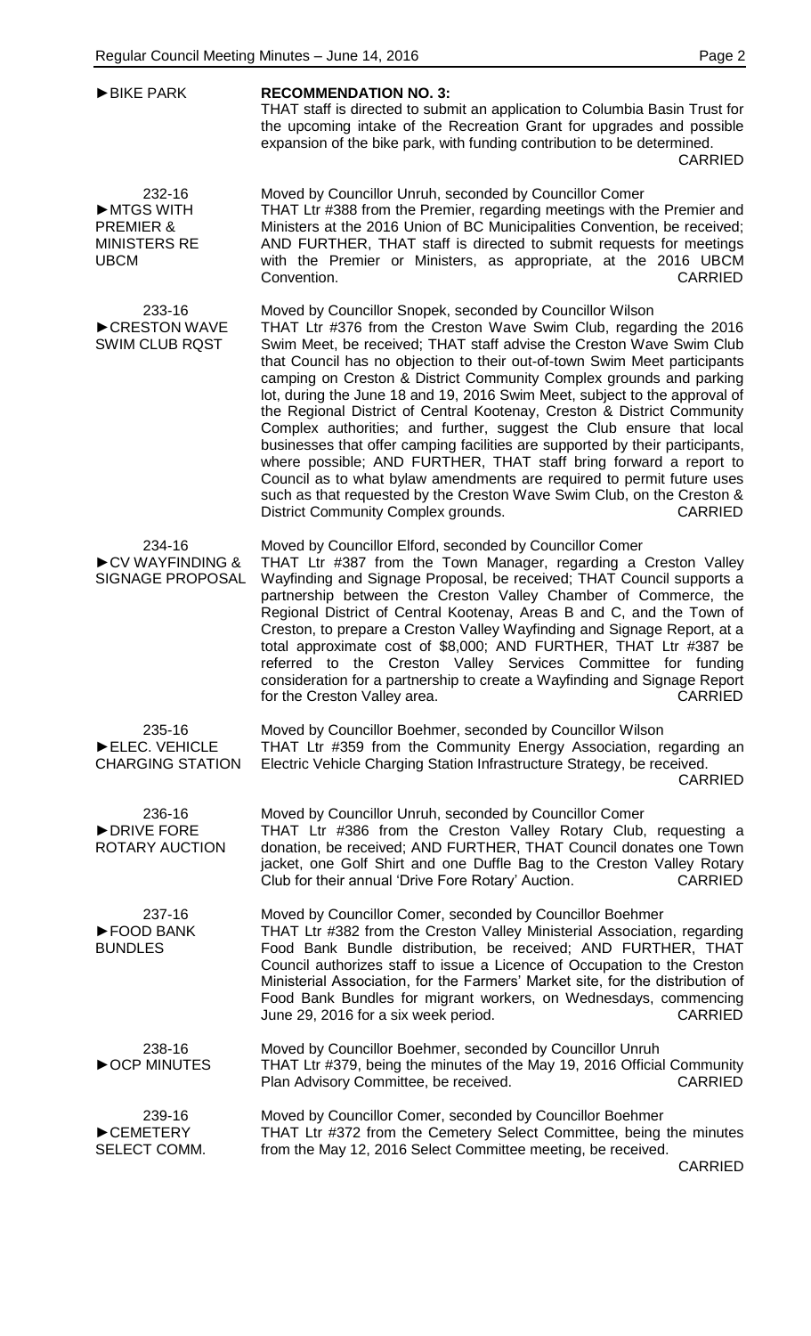**►BIKE PARK**

**RECOMMENDATION NO. 3:**
THAT staff is directed to submit an application to Columbia Basin Trust for the upcoming intake of the Recreation Grant for upgrades and possible expansion of the bike park, with funding contribution to be determined.
CARRIED

232-16
**►MTGS WITH PREMIER & MINISTERS RE UBCM**

Moved by Councillor Unruh, seconded by Councillor Comer
THAT Ltr #388 from the Premier, regarding meetings with the Premier and Ministers at the 2016 Union of BC Municipalities Convention, be received; AND FURTHER, THAT staff is directed to submit requests for meetings with the Premier or Ministers, as appropriate, at the 2016 UBCM Convention.
CARRIED

233-16
**►CRESTON WAVE SWIM CLUB RQST**

Moved by Councillor Snopek, seconded by Councillor Wilson
THAT Ltr #376 from the Creston Wave Swim Club, regarding the 2016 Swim Meet, be received; THAT staff advise the Creston Wave Swim Club that Council has no objection to their out-of-town Swim Meet participants camping on Creston & District Community Complex grounds and parking lot, during the June 18 and 19, 2016 Swim Meet, subject to the approval of the Regional District of Central Kootenay, Creston & District Community Complex authorities; and further, suggest the Club ensure that local businesses that offer camping facilities are supported by their participants, where possible; AND FURTHER, THAT staff bring forward a report to Council as to what bylaw amendments are required to permit future uses such as that requested by the Creston Wave Swim Club, on the Creston & District Community Complex grounds.
CARRIED

234-16
**►CV WAYFINDING & SIGNAGE PROPOSAL**

Moved by Councillor Elford, seconded by Councillor Comer
THAT Ltr #387 from the Town Manager, regarding a Creston Valley Wayfinding and Signage Proposal, be received; THAT Council supports a partnership between the Creston Valley Chamber of Commerce, the Regional District of Central Kootenay, Areas B and C, and the Town of Creston, to prepare a Creston Valley Wayfinding and Signage Report, at a total approximate cost of $8,000; AND FURTHER, THAT Ltr #387 be referred to the Creston Valley Services Committee for funding consideration for a partnership to create a Wayfinding and Signage Report for the Creston Valley area.
CARRIED

235-16
**►ELEC. VEHICLE CHARGING STATION**

Moved by Councillor Boehmer, seconded by Councillor Wilson
THAT Ltr #359 from the Community Energy Association, regarding an Electric Vehicle Charging Station Infrastructure Strategy, be received.
CARRIED

236-16
**►DRIVE FORE ROTARY AUCTION**

Moved by Councillor Unruh, seconded by Councillor Comer
THAT Ltr #386 from the Creston Valley Rotary Club, requesting a donation, be received; AND FURTHER, THAT Council donates one Town jacket, one Golf Shirt and one Duffle Bag to the Creston Valley Rotary Club for their annual 'Drive Fore Rotary' Auction.
CARRIED

237-16
**►FOOD BANK BUNDLES**

Moved by Councillor Comer, seconded by Councillor Boehmer
THAT Ltr #382 from the Creston Valley Ministerial Association, regarding Food Bank Bundle distribution, be received; AND FURTHER, THAT Council authorizes staff to issue a Licence of Occupation to the Creston Ministerial Association, for the Farmers' Market site, for the distribution of Food Bank Bundles for migrant workers, on Wednesdays, commencing June 29, 2016 for a six week period.
CARRIED

238-16
**►OCP MINUTES**

Moved by Councillor Boehmer, seconded by Councillor Unruh
THAT Ltr #379, being the minutes of the May 19, 2016 Official Community Plan Advisory Committee, be received.
CARRIED

239-16
**►CEMETERY SELECT COMM.**

Moved by Councillor Comer, seconded by Councillor Boehmer
THAT Ltr #372 from the Cemetery Select Committee, being the minutes from the May 12, 2016 Select Committee meeting, be received.
CARRIED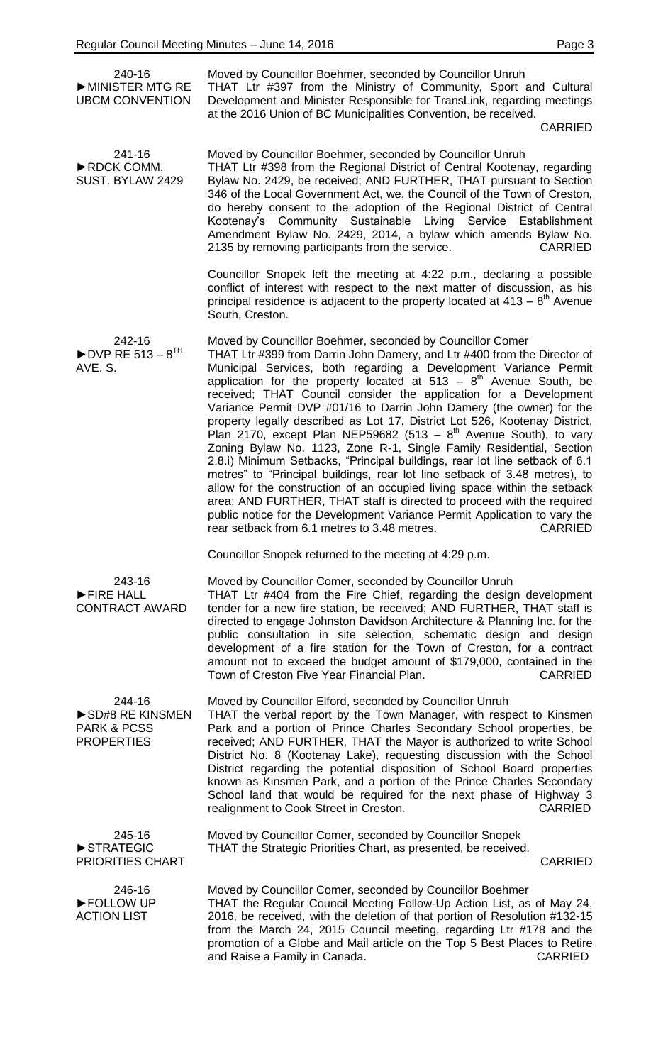**240-16**
**►MINISTER MTG RE UBCM CONVENTION**

Moved by Councillor Boehmer, seconded by Councillor Unruh
THAT Ltr #397 from the Ministry of Community, Sport and Cultural Development and Minister Responsible for TransLink, regarding meetings at the 2016 Union of BC Municipalities Convention, be received.
CARRIED

**241-16**
**►RDCK COMM. SUST. BYLAW 2429**

Moved by Councillor Boehmer, seconded by Councillor Unruh
THAT Ltr #398 from the Regional District of Central Kootenay, regarding Bylaw No. 2429, be received; AND FURTHER, THAT pursuant to Section 346 of the Local Government Act, we, the Council of the Town of Creston, do hereby consent to the adoption of the Regional District of Central Kootenay's Community Sustainable Living Service Establishment Amendment Bylaw No. 2429, 2014, a bylaw which amends Bylaw No. 2135 by removing participants from the service. CARRIED

Councillor Snopek left the meeting at 4:22 p.m., declaring a possible conflict of interest with respect to the next matter of discussion, as his principal residence is adjacent to the property located at 413 – 8th Avenue South, Creston.

**242-16**
**►DVP RE 513 – 8TH AVE. S.**

Moved by Councillor Boehmer, seconded by Councillor Comer
THAT Ltr #399 from Darrin John Damery, and Ltr #400 from the Director of Municipal Services, both regarding a Development Variance Permit application for the property located at 513 – 8th Avenue South, be received; THAT Council consider the application for a Development Variance Permit DVP #01/16 to Darrin John Damery (the owner) for the property legally described as Lot 17, District Lot 526, Kootenay District, Plan 2170, except Plan NEP59682 (513 – 8th Avenue South), to vary Zoning Bylaw No. 1123, Zone R-1, Single Family Residential, Section 2.8.i) Minimum Setbacks, "Principal buildings, rear lot line setback of 6.1 metres" to "Principal buildings, rear lot line setback of 3.48 metres), to allow for the construction of an occupied living space within the setback area; AND FURTHER, THAT staff is directed to proceed with the required public notice for the Development Variance Permit Application to vary the rear setback from 6.1 metres to 3.48 metres. CARRIED

Councillor Snopek returned to the meeting at 4:29 p.m.

**243-16**
**►FIRE HALL CONTRACT AWARD**

Moved by Councillor Comer, seconded by Councillor Unruh
THAT Ltr #404 from the Fire Chief, regarding the design development tender for a new fire station, be received; AND FURTHER, THAT staff is directed to engage Johnston Davidson Architecture & Planning Inc. for the public consultation in site selection, schematic design and design development of a fire station for the Town of Creston, for a contract amount not to exceed the budget amount of $179,000, contained in the Town of Creston Five Year Financial Plan. CARRIED

**244-16**
**►SD#8 RE KINSMEN PARK & PCSS PROPERTIES**

Moved by Councillor Elford, seconded by Councillor Unruh
THAT the verbal report by the Town Manager, with respect to Kinsmen Park and a portion of Prince Charles Secondary School properties, be received; AND FURTHER, THAT the Mayor is authorized to write School District No. 8 (Kootenay Lake), requesting discussion with the School District regarding the potential disposition of School Board properties known as Kinsmen Park, and a portion of the Prince Charles Secondary School land that would be required for the next phase of Highway 3 realignment to Cook Street in Creston. CARRIED

**245-16**
**►STRATEGIC PRIORITIES CHART**

Moved by Councillor Comer, seconded by Councillor Snopek
THAT the Strategic Priorities Chart, as presented, be received.
CARRIED

**246-16**
**►FOLLOW UP ACTION LIST**

Moved by Councillor Comer, seconded by Councillor Boehmer
THAT the Regular Council Meeting Follow-Up Action List, as of May 24, 2016, be received, with the deletion of that portion of Resolution #132-15 from the March 24, 2015 Council meeting, regarding Ltr #178 and the promotion of a Globe and Mail article on the Top 5 Best Places to Retire and Raise a Family in Canada. CARRIED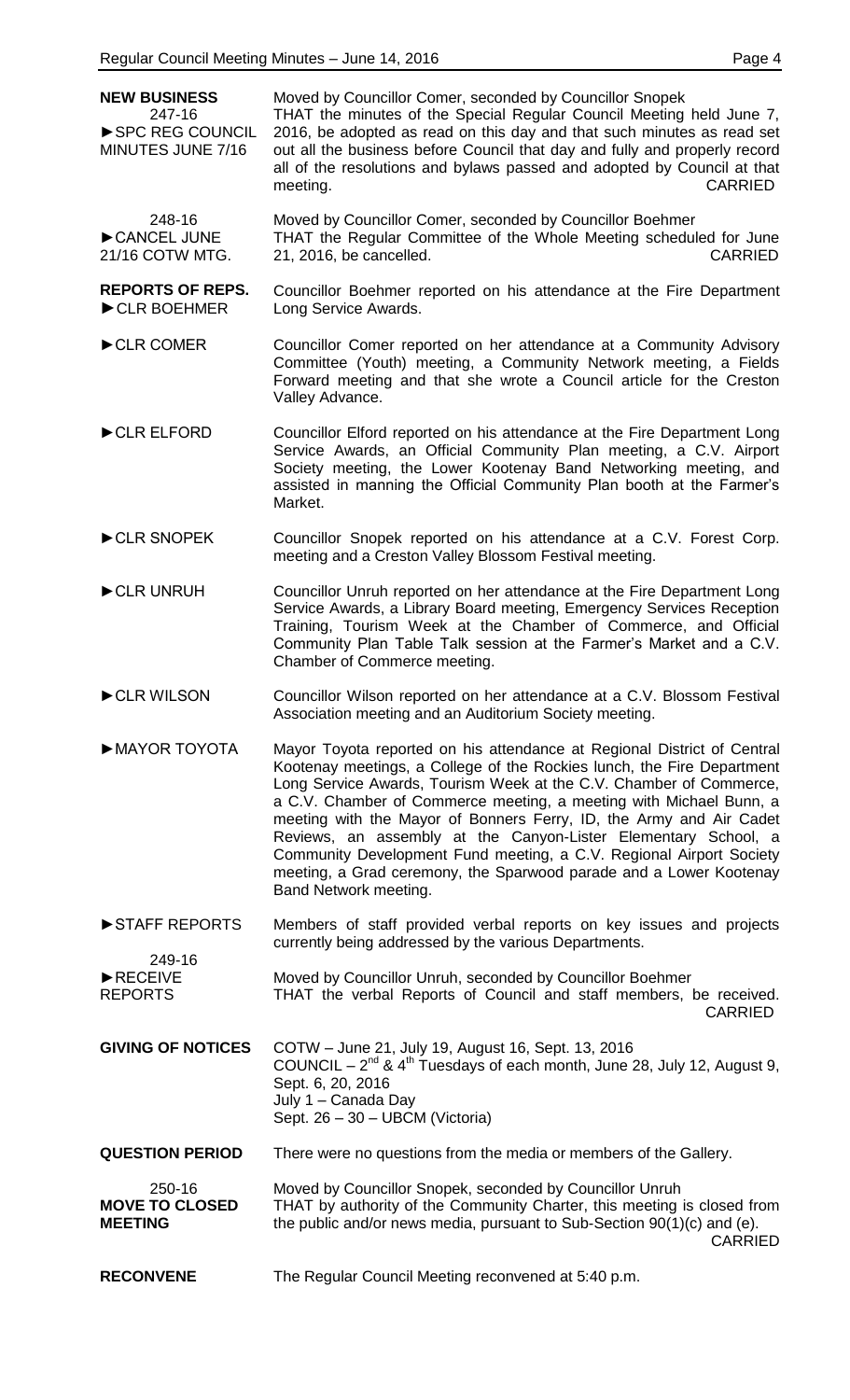**NEW BUSINESS**
247-16
►SPC REG COUNCIL MINUTES JUNE 7/16

Moved by Councillor Comer, seconded by Councillor Snopek
THAT the minutes of the Special Regular Council Meeting held June 7, 2016, be adopted as read on this day and that such minutes as read set out all the business before Council that day and fully and properly record all of the resolutions and bylaws passed and adopted by Council at that meeting. CARRIED

248-16
►CANCEL JUNE 21/16 COTW MTG.

Moved by Councillor Comer, seconded by Councillor Boehmer
THAT the Regular Committee of the Whole Meeting scheduled for June 21, 2016, be cancelled. CARRIED

**REPORTS OF REPS.**
►CLR BOEHMER

Councillor Boehmer reported on his attendance at the Fire Department Long Service Awards.

►CLR COMER

Councillor Comer reported on her attendance at a Community Advisory Committee (Youth) meeting, a Community Network meeting, a Fields Forward meeting and that she wrote a Council article for the Creston Valley Advance.

►CLR ELFORD

Councillor Elford reported on his attendance at the Fire Department Long Service Awards, an Official Community Plan meeting, a C.V. Airport Society meeting, the Lower Kootenay Band Networking meeting, and assisted in manning the Official Community Plan booth at the Farmer's Market.

►CLR SNOPEK

Councillor Snopek reported on his attendance at a C.V. Forest Corp. meeting and a Creston Valley Blossom Festival meeting.

►CLR UNRUH

Councillor Unruh reported on her attendance at the Fire Department Long Service Awards, a Library Board meeting, Emergency Services Reception Training, Tourism Week at the Chamber of Commerce, and Official Community Plan Table Talk session at the Farmer's Market and a C.V. Chamber of Commerce meeting.

►CLR WILSON

Councillor Wilson reported on her attendance at a C.V. Blossom Festival Association meeting and an Auditorium Society meeting.

►MAYOR TOYOTA

Mayor Toyota reported on his attendance at Regional District of Central Kootenay meetings, a College of the Rockies lunch, the Fire Department Long Service Awards, Tourism Week at the C.V. Chamber of Commerce, a C.V. Chamber of Commerce meeting, a meeting with Michael Bunn, a meeting with the Mayor of Bonners Ferry, ID, the Army and Air Cadet Reviews, an assembly at the Canyon-Lister Elementary School, a Community Development Fund meeting, a C.V. Regional Airport Society meeting, a Grad ceremony, the Sparwood parade and a Lower Kootenay Band Network meeting.

►STAFF REPORTS

Members of staff provided verbal reports on key issues and projects currently being addressed by the various Departments.

249-16
►RECEIVE REPORTS

Moved by Councillor Unruh, seconded by Councillor Boehmer
THAT the verbal Reports of Council and staff members, be received. CARRIED

**GIVING OF NOTICES**

COTW – June 21, July 19, August 16, Sept. 13, 2016
COUNCIL – 2nd & 4th Tuesdays of each month, June 28, July 12, August 9, Sept. 6, 20, 2016
July 1 – Canada Day
Sept. 26 – 30 – UBCM (Victoria)

**QUESTION PERIOD**

There were no questions from the media or members of the Gallery.

250-16
**MOVE TO CLOSED MEETING**

Moved by Councillor Snopek, seconded by Councillor Unruh
THAT by authority of the Community Charter, this meeting is closed from the public and/or news media, pursuant to Sub-Section 90(1)(c) and (e). CARRIED

**RECONVENE**

The Regular Council Meeting reconvened at 5:40 p.m.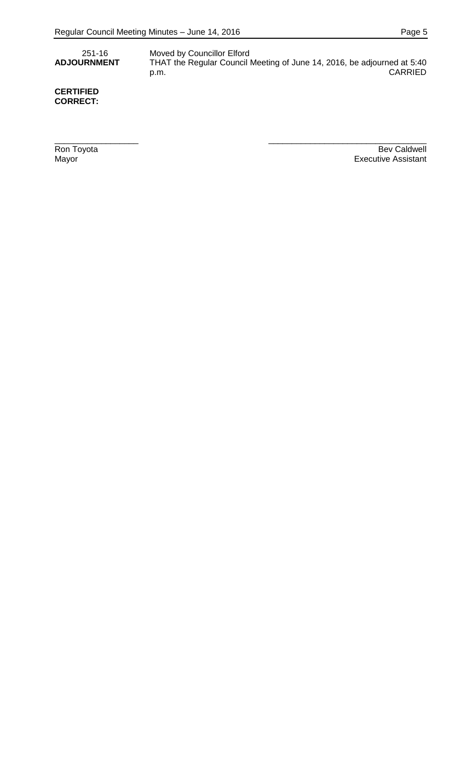**251-16**
**ADJOURNMENT**

Moved by Councillor Elford
THAT the Regular Council Meeting of June 14, 2016, be adjourned at 5:40 p.m.
CARRIED

**CERTIFIED CORRECT:**

\_\_\_\_\_\_\_\_\_\_\_\_\_\_\_\_\_\_\_\_
Ron Toyota
Mayor

\_\_\_\_\_\_\_\_\_\_\_\_\_\_\_\_\_\_\_\_
Bev Caldwell
Executive Assistant